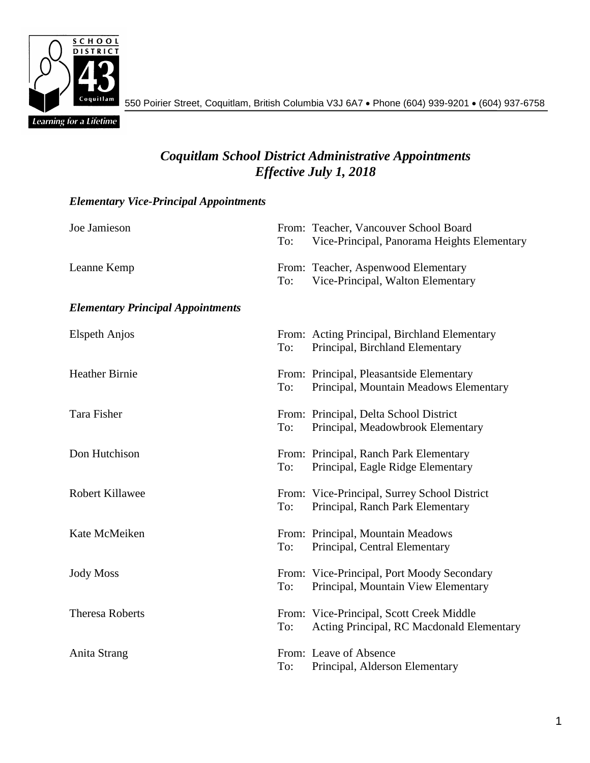550 Poirier Street, Coquitlam, British Columbia V3J 6A7 • Phone (604) 939-9201 • (604) 937-6758

# *Coquitlam School District Administrative Appointments*
# *Effective July 1, 2018*

### *Elementary Vice-Principal Appointments*

Joe Jamieson
From: Teacher, Vancouver School Board
To: Vice-Principal, Panorama Heights Elementary

Leanne Kemp
From: Teacher, Aspenwood Elementary
To: Vice-Principal, Walton Elementary

### *Elementary Principal Appointments*

Elspeth Anjos
From: Acting Principal, Birchland Elementary
To: Principal, Birchland Elementary

Heather Birnie
From: Principal, Pleasantside Elementary
To: Principal, Mountain Meadows Elementary

Tara Fisher
From: Principal, Delta School District
To: Principal, Meadowbrook Elementary

Don Hutchison
From: Principal, Ranch Park Elementary
To: Principal, Eagle Ridge Elementary

Robert Killawee
From: Vice-Principal, Surrey School District
To: Principal, Ranch Park Elementary

Kate McMeiken
From: Principal, Mountain Meadows
To: Principal, Central Elementary

Jody Moss
From: Vice-Principal, Port Moody Secondary
To: Principal, Mountain View Elementary

Theresa Roberts
From: Vice-Principal, Scott Creek Middle
To: Acting Principal, RC Macdonald Elementary

Anita Strang
From: Leave of Absence
To: Principal, Alderson Elementary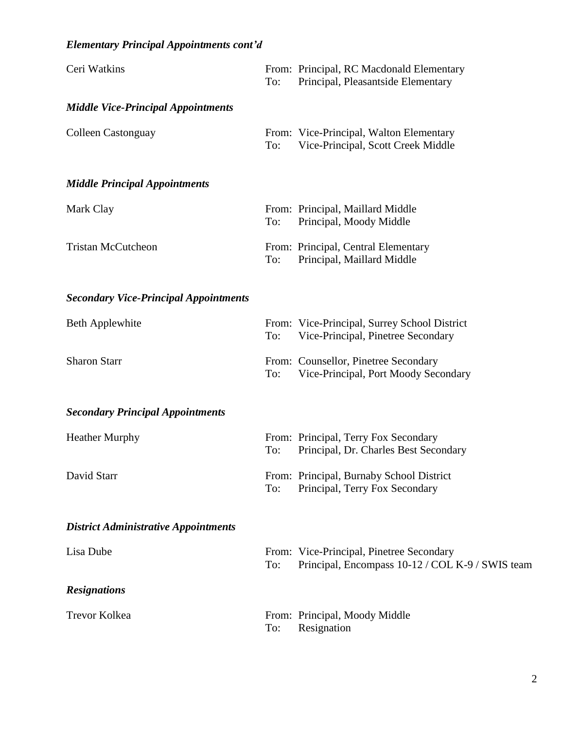### *Elementary Principal Appointments cont'd*

| | |
|---|---|
| Ceri Watkins | From: Principal, RC Macdonald Elementary<br>To: Principal, Pleasantside Elementary |

### *Middle Vice-Principal Appointments*

| | |
|---|---|
| Colleen Castonguay | From: Vice-Principal, Walton Elementary<br>To: Vice-Principal, Scott Creek Middle |

### *Middle Principal Appointments*

| | |
|---|---|
| Mark Clay | From: Principal, Maillard Middle<br>To: Principal, Moody Middle |
| Tristan McCutcheon | From: Principal, Central Elementary<br>To: Principal, Maillard Middle |

### *Secondary Vice-Principal Appointments*

| | |
|---|---|
| Beth Applewhite | From: Vice-Principal, Surrey School District<br>To: Vice-Principal, Pinetree Secondary |
| Sharon Starr | From: Counsellor, Pinetree Secondary<br>To: Vice-Principal, Port Moody Secondary |

### *Secondary Principal Appointments*

| | |
|---|---|
| Heather Murphy | From: Principal, Terry Fox Secondary<br>To: Principal, Dr. Charles Best Secondary |
| David Starr | From: Principal, Burnaby School District<br>To: Principal, Terry Fox Secondary |

### *District Administrative Appointments*

| | |
|---|---|
| Lisa Dube | From: Vice-Principal, Pinetree Secondary<br>To: Principal, Encompass 10-12 / COL K-9 / SWIS team |

### *Resignations*

| | |
|---|---|
| Trevor Kolkea | From: Principal, Moody Middle<br>To: Resignation |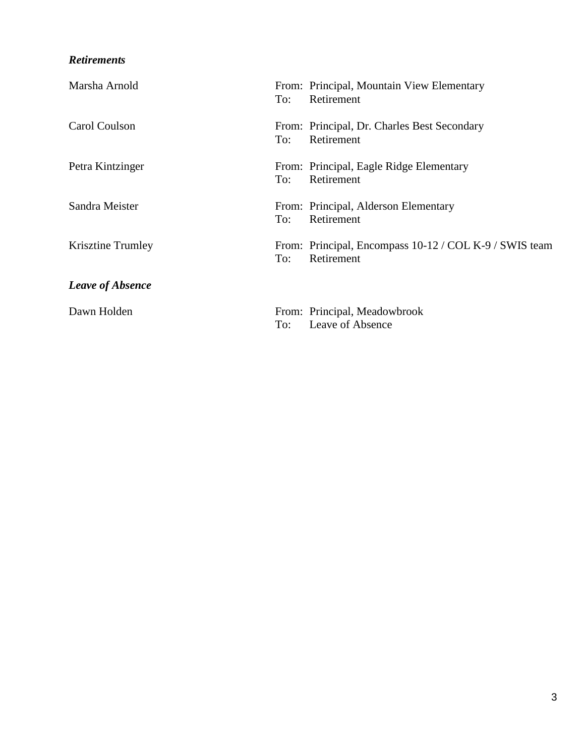***Retirements***

| | |
|---|---|
| Marsha Arnold | From: Principal, Mountain View Elementary<br>To: Retirement |
| Carol Coulson | From: Principal, Dr. Charles Best Secondary<br>To: Retirement |
| Petra Kintzinger | From: Principal, Eagle Ridge Elementary<br>To: Retirement |
| Sandra Meister | From: Principal, Alderson Elementary<br>To: Retirement |
| Krisztine Trumley | From: Principal, Encompass 10-12 / COL K-9 / SWIS team<br>To: Retirement |

***Leave of Absence***

| | |
|---|---|
| Dawn Holden | From: Principal, Meadowbrook<br>To: Leave of Absence |